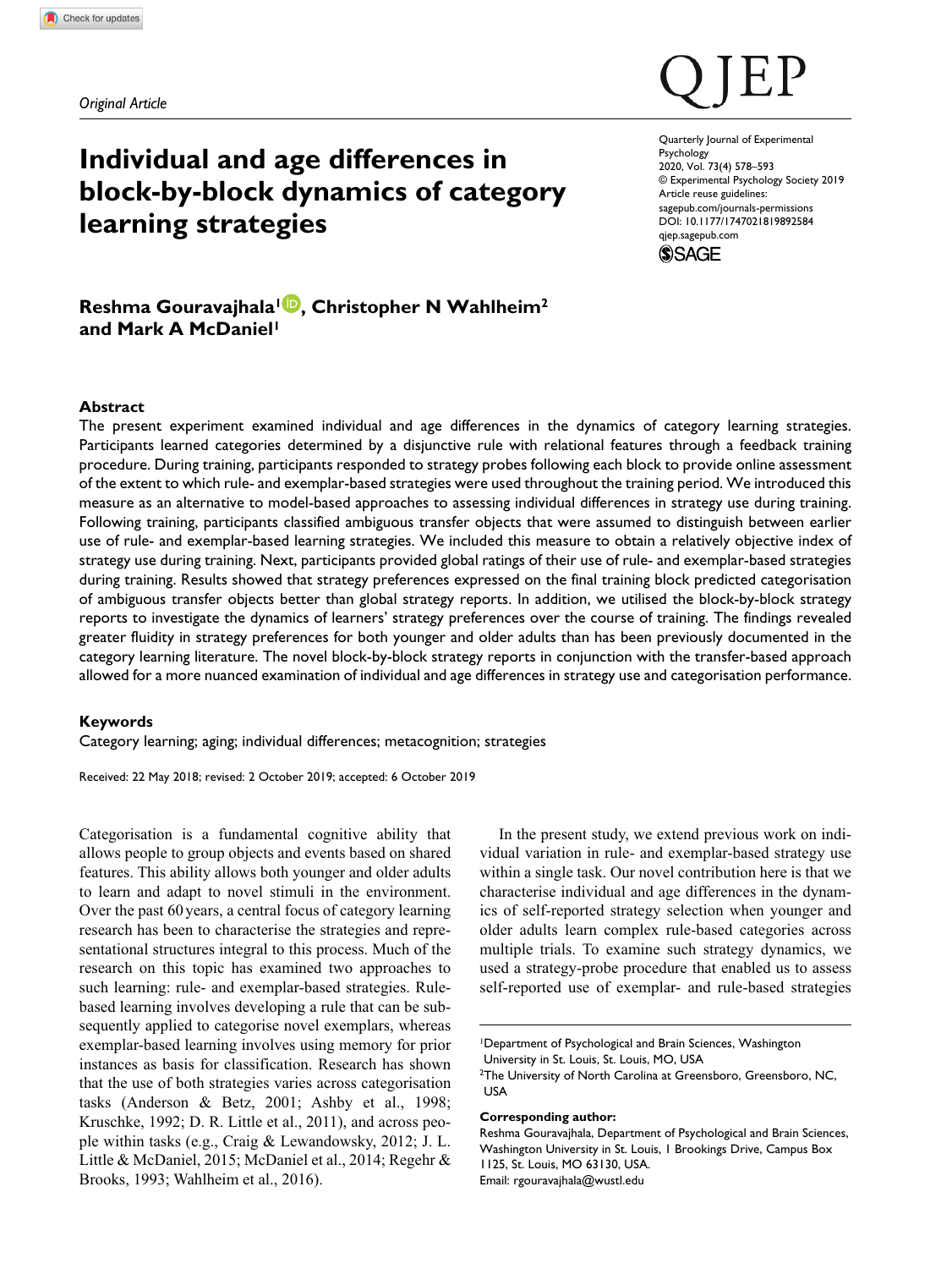*Original Article*

# Individual and age differences in block-by-block dynamics of category learning strategies

Quarterly Journal of Experimental Psychology
2020, Vol. 73(4) 578–593
© Experimental Psychology Society 2019
Article reuse guidelines: sagepub.com/journals-permissions
DOI: 10.1177/1747021819892584
qjep.sagepub.com

**Reshma Gouravajhala[1], Christopher N Wahlheim[2] and Mark A McDaniel[1]**

## Abstract

The present experiment examined individual and age differences in the dynamics of category learning strategies. Participants learned categories determined by a disjunctive rule with relational features through a feedback training procedure. During training, participants responded to strategy probes following each block to provide online assessment of the extent to which rule- and exemplar-based strategies were used throughout the training period. We introduced this measure as an alternative to model-based approaches to assessing individual differences in strategy use during training. Following training, participants classified ambiguous transfer objects that were assumed to distinguish between earlier use of rule- and exemplar-based learning strategies. We included this measure to obtain a relatively objective index of strategy use during training. Next, participants provided global ratings of their use of rule- and exemplar-based strategies during training. Results showed that strategy preferences expressed on the final training block predicted categorisation of ambiguous transfer objects better than global strategy reports. In addition, we utilised the block-by-block strategy reports to investigate the dynamics of learners' strategy preferences over the course of training. The findings revealed greater fluidity in strategy preferences for both younger and older adults than has been previously documented in the category learning literature. The novel block-by-block strategy reports in conjunction with the transfer-based approach allowed for a more nuanced examination of individual and age differences in strategy use and categorisation performance.

### Keywords

Category learning; aging; individual differences; metacognition; strategies

Received: 22 May 2018; revised: 2 October 2019; accepted: 6 October 2019

Categorisation is a fundamental cognitive ability that allows people to group objects and events based on shared features. This ability allows both younger and older adults to learn and adapt to novel stimuli in the environment. Over the past 60 years, a central focus of category learning research has been to characterise the strategies and representational structures integral to this process. Much of the research on this topic has examined two approaches to such learning: rule- and exemplar-based strategies. Rule-based learning involves developing a rule that can be subsequently applied to categorise novel exemplars, whereas exemplar-based learning involves using memory for prior instances as basis for classification. Research has shown that the use of both strategies varies across categorisation tasks (Anderson & Betz, 2001; Ashby et al., 1998; Kruschke, 1992; D. R. Little et al., 2011), and across people within tasks (e.g., Craig & Lewandowsky, 2012; J. L. Little & McDaniel, 2015; McDaniel et al., 2014; Regehr & Brooks, 1993; Wahlheim et al., 2016).

In the present study, we extend previous work on individual variation in rule- and exemplar-based strategy use within a single task. Our novel contribution here is that we characterise individual and age differences in the dynamics of self-reported strategy selection when younger and older adults learn complex rule-based categories across multiple trials. To examine such strategy dynamics, we used a strategy-probe procedure that enabled us to assess self-reported use of exemplar- and rule-based strategies

[1]Department of Psychological and Brain Sciences, Washington University in St. Louis, St. Louis, MO, USA
[2]The University of North Carolina at Greensboro, Greensboro, NC, USA

**Corresponding author:**
Reshma Gouravajhala, Department of Psychological and Brain Sciences, Washington University in St. Louis, 1 Brookings Drive, Campus Box 1125, St. Louis, MO 63130, USA.
Email: rgouravajhala@wustl.edu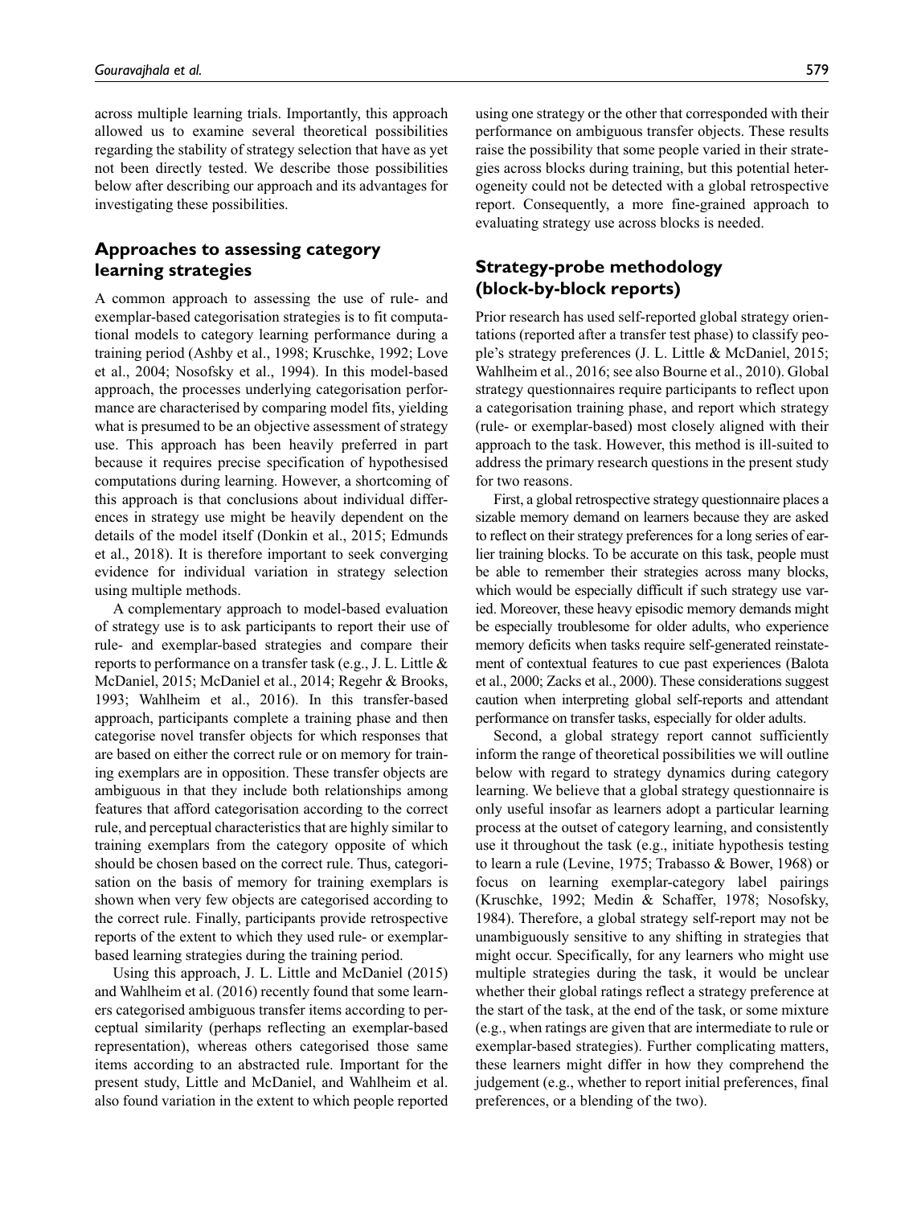across multiple learning trials. Importantly, this approach allowed us to examine several theoretical possibilities regarding the stability of strategy selection that have as yet not been directly tested. We describe those possibilities below after describing our approach and its advantages for investigating these possibilities.

## Approaches to assessing category learning strategies

A common approach to assessing the use of rule- and exemplar-based categorisation strategies is to fit computational models to category learning performance during a training period (Ashby et al., 1998; Kruschke, 1992; Love et al., 2004; Nosofsky et al., 1994). In this model-based approach, the processes underlying categorisation performance are characterised by comparing model fits, yielding what is presumed to be an objective assessment of strategy use. This approach has been heavily preferred in part because it requires precise specification of hypothesised computations during learning. However, a shortcoming of this approach is that conclusions about individual differences in strategy use might be heavily dependent on the details of the model itself (Donkin et al., 2015; Edmunds et al., 2018). It is therefore important to seek converging evidence for individual variation in strategy selection using multiple methods.

A complementary approach to model-based evaluation of strategy use is to ask participants to report their use of rule- and exemplar-based strategies and compare their reports to performance on a transfer task (e.g., J. L. Little & McDaniel, 2015; McDaniel et al., 2014; Regehr & Brooks, 1993; Wahlheim et al., 2016). In this transfer-based approach, participants complete a training phase and then categorise novel transfer objects for which responses that are based on either the correct rule or on memory for training exemplars are in opposition. These transfer objects are ambiguous in that they include both relationships among features that afford categorisation according to the correct rule, and perceptual characteristics that are highly similar to training exemplars from the category opposite of which should be chosen based on the correct rule. Thus, categorisation on the basis of memory for training exemplars is shown when very few objects are categorised according to the correct rule. Finally, participants provide retrospective reports of the extent to which they used rule- or exemplar-based learning strategies during the training period.

Using this approach, J. L. Little and McDaniel (2015) and Wahlheim et al. (2016) recently found that some learners categorised ambiguous transfer items according to perceptual similarity (perhaps reflecting an exemplar-based representation), whereas others categorised those same items according to an abstracted rule. Important for the present study, Little and McDaniel, and Wahlheim et al. also found variation in the extent to which people reported using one strategy or the other that corresponded with their performance on ambiguous transfer objects. These results raise the possibility that some people varied in their strategies across blocks during training, but this potential heterogeneity could not be detected with a global retrospective report. Consequently, a more fine-grained approach to evaluating strategy use across blocks is needed.

## Strategy-probe methodology (block-by-block reports)

Prior research has used self-reported global strategy orientations (reported after a transfer test phase) to classify people's strategy preferences (J. L. Little & McDaniel, 2015; Wahlheim et al., 2016; see also Bourne et al., 2010). Global strategy questionnaires require participants to reflect upon a categorisation training phase, and report which strategy (rule- or exemplar-based) most closely aligned with their approach to the task. However, this method is ill-suited to address the primary research questions in the present study for two reasons.

First, a global retrospective strategy questionnaire places a sizable memory demand on learners because they are asked to reflect on their strategy preferences for a long series of earlier training blocks. To be accurate on this task, people must be able to remember their strategies across many blocks, which would be especially difficult if such strategy use varied. Moreover, these heavy episodic memory demands might be especially troublesome for older adults, who experience memory deficits when tasks require self-generated reinstatement of contextual features to cue past experiences (Balota et al., 2000; Zacks et al., 2000). These considerations suggest caution when interpreting global self-reports and attendant performance on transfer tasks, especially for older adults.

Second, a global strategy report cannot sufficiently inform the range of theoretical possibilities we will outline below with regard to strategy dynamics during category learning. We believe that a global strategy questionnaire is only useful insofar as learners adopt a particular learning process at the outset of category learning, and consistently use it throughout the task (e.g., initiate hypothesis testing to learn a rule (Levine, 1975; Trabasso & Bower, 1968) or focus on learning exemplar-category label pairings (Kruschke, 1992; Medin & Schaffer, 1978; Nosofsky, 1984). Therefore, a global strategy self-report may not be unambiguously sensitive to any shifting in strategies that might occur. Specifically, for any learners who might use multiple strategies during the task, it would be unclear whether their global ratings reflect a strategy preference at the start of the task, at the end of the task, or some mixture (e.g., when ratings are given that are intermediate to rule or exemplar-based strategies). Further complicating matters, these learners might differ in how they comprehend the judgement (e.g., whether to report initial preferences, final preferences, or a blending of the two).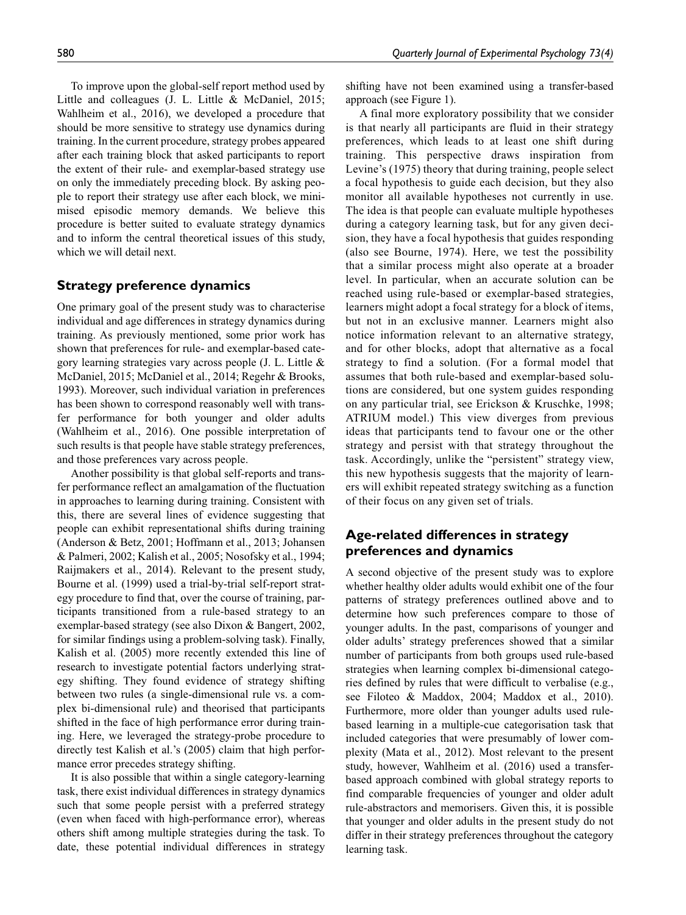To improve upon the global-self report method used by Little and colleagues (J. L. Little & McDaniel, 2015; Wahlheim et al., 2016), we developed a procedure that should be more sensitive to strategy use dynamics during training. In the current procedure, strategy probes appeared after each training block that asked participants to report the extent of their rule- and exemplar-based strategy use on only the immediately preceding block. By asking people to report their strategy use after each block, we minimised episodic memory demands. We believe this procedure is better suited to evaluate strategy dynamics and to inform the central theoretical issues of this study, which we will detail next.

## Strategy preference dynamics

One primary goal of the present study was to characterise individual and age differences in strategy dynamics during training. As previously mentioned, some prior work has shown that preferences for rule- and exemplar-based category learning strategies vary across people (J. L. Little & McDaniel, 2015; McDaniel et al., 2014; Regehr & Brooks, 1993). Moreover, such individual variation in preferences has been shown to correspond reasonably well with transfer performance for both younger and older adults (Wahlheim et al., 2016). One possible interpretation of such results is that people have stable strategy preferences, and those preferences vary across people.

Another possibility is that global self-reports and transfer performance reflect an amalgamation of the fluctuation in approaches to learning during training. Consistent with this, there are several lines of evidence suggesting that people can exhibit representational shifts during training (Anderson & Betz, 2001; Hoffmann et al., 2013; Johansen & Palmeri, 2002; Kalish et al., 2005; Nosofsky et al., 1994; Raijmakers et al., 2014). Relevant to the present study, Bourne et al. (1999) used a trial-by-trial self-report strategy procedure to find that, over the course of training, participants transitioned from a rule-based strategy to an exemplar-based strategy (see also Dixon & Bangert, 2002, for similar findings using a problem-solving task). Finally, Kalish et al. (2005) more recently extended this line of research to investigate potential factors underlying strategy shifting. They found evidence of strategy shifting between two rules (a single-dimensional rule vs. a complex bi-dimensional rule) and theorised that participants shifted in the face of high performance error during training. Here, we leveraged the strategy-probe procedure to directly test Kalish et al.'s (2005) claim that high performance error precedes strategy shifting.

It is also possible that within a single category-learning task, there exist individual differences in strategy dynamics such that some people persist with a preferred strategy (even when faced with high-performance error), whereas others shift among multiple strategies during the task. To date, these potential individual differences in strategy shifting have not been examined using a transfer-based approach (see Figure 1).

A final more exploratory possibility that we consider is that nearly all participants are fluid in their strategy preferences, which leads to at least one shift during training. This perspective draws inspiration from Levine's (1975) theory that during training, people select a focal hypothesis to guide each decision, but they also monitor all available hypotheses not currently in use. The idea is that people can evaluate multiple hypotheses during a category learning task, but for any given decision, they have a focal hypothesis that guides responding (also see Bourne, 1974). Here, we test the possibility that a similar process might also operate at a broader level. In particular, when an accurate solution can be reached using rule-based or exemplar-based strategies, learners might adopt a focal strategy for a block of items, but not in an exclusive manner. Learners might also notice information relevant to an alternative strategy, and for other blocks, adopt that alternative as a focal strategy to find a solution. (For a formal model that assumes that both rule-based and exemplar-based solutions are considered, but one system guides responding on any particular trial, see Erickson & Kruschke, 1998; ATRIUM model.) This view diverges from previous ideas that participants tend to favour one or the other strategy and persist with that strategy throughout the task. Accordingly, unlike the "persistent" strategy view, this new hypothesis suggests that the majority of learners will exhibit repeated strategy switching as a function of their focus on any given set of trials.

## Age-related differences in strategy preferences and dynamics

A second objective of the present study was to explore whether healthy older adults would exhibit one of the four patterns of strategy preferences outlined above and to determine how such preferences compare to those of younger adults. In the past, comparisons of younger and older adults' strategy preferences showed that a similar number of participants from both groups used rule-based strategies when learning complex bi-dimensional categories defined by rules that were difficult to verbalise (e.g., see Filoteo & Maddox, 2004; Maddox et al., 2010). Furthermore, more older than younger adults used rule-based learning in a multiple-cue categorisation task that included categories that were presumably of lower complexity (Mata et al., 2012). Most relevant to the present study, however, Wahlheim et al. (2016) used a transfer-based approach combined with global strategy reports to find comparable frequencies of younger and older adult rule-abstractors and memorisers. Given this, it is possible that younger and older adults in the present study do not differ in their strategy preferences throughout the category learning task.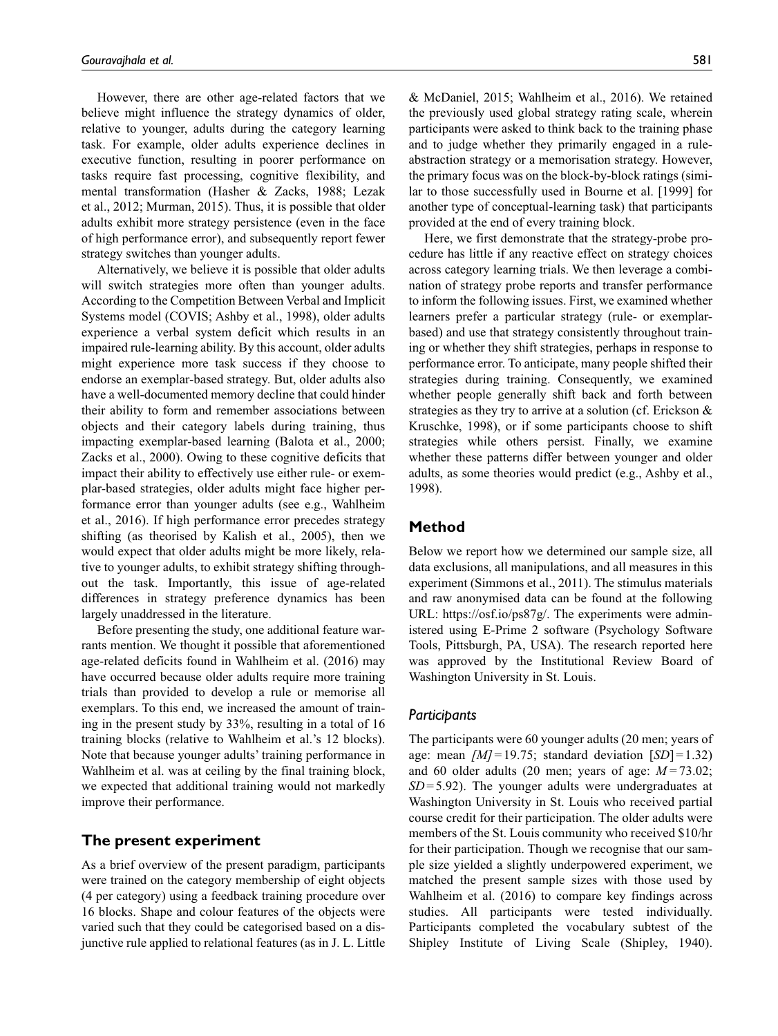However, there are other age-related factors that we believe might influence the strategy dynamics of older, relative to younger, adults during the category learning task. For example, older adults experience declines in executive function, resulting in poorer performance on tasks require fast processing, cognitive flexibility, and mental transformation (Hasher & Zacks, 1988; Lezak et al., 2012; Murman, 2015). Thus, it is possible that older adults exhibit more strategy persistence (even in the face of high performance error), and subsequently report fewer strategy switches than younger adults.

Alternatively, we believe it is possible that older adults will switch strategies more often than younger adults. According to the Competition Between Verbal and Implicit Systems model (COVIS; Ashby et al., 1998), older adults experience a verbal system deficit which results in an impaired rule-learning ability. By this account, older adults might experience more task success if they choose to endorse an exemplar-based strategy. But, older adults also have a well-documented memory decline that could hinder their ability to form and remember associations between objects and their category labels during training, thus impacting exemplar-based learning (Balota et al., 2000; Zacks et al., 2000). Owing to these cognitive deficits that impact their ability to effectively use either rule- or exemplar-based strategies, older adults might face higher performance error than younger adults (see e.g., Wahlheim et al., 2016). If high performance error precedes strategy shifting (as theorised by Kalish et al., 2005), then we would expect that older adults might be more likely, relative to younger adults, to exhibit strategy shifting throughout the task. Importantly, this issue of age-related differences in strategy preference dynamics has been largely unaddressed in the literature.

Before presenting the study, one additional feature warrants mention. We thought it possible that aforementioned age-related deficits found in Wahlheim et al. (2016) may have occurred because older adults require more training trials than provided to develop a rule or memorise all exemplars. To this end, we increased the amount of training in the present study by 33%, resulting in a total of 16 training blocks (relative to Wahlheim et al.'s 12 blocks). Note that because younger adults' training performance in Wahlheim et al. was at ceiling by the final training block, we expected that additional training would not markedly improve their performance.

## The present experiment

As a brief overview of the present paradigm, participants were trained on the category membership of eight objects (4 per category) using a feedback training procedure over 16 blocks. Shape and colour features of the objects were varied such that they could be categorised based on a disjunctive rule applied to relational features (as in J. L. Little & McDaniel, 2015; Wahlheim et al., 2016). We retained the previously used global strategy rating scale, wherein participants were asked to think back to the training phase and to judge whether they primarily engaged in a rule-abstraction strategy or a memorisation strategy. However, the primary focus was on the block-by-block ratings (similar to those successfully used in Bourne et al. [1999] for another type of conceptual-learning task) that participants provided at the end of every training block.

Here, we first demonstrate that the strategy-probe procedure has little if any reactive effect on strategy choices across category learning trials. We then leverage a combination of strategy probe reports and transfer performance to inform the following issues. First, we examined whether learners prefer a particular strategy (rule- or exemplar-based) and use that strategy consistently throughout training or whether they shift strategies, perhaps in response to performance error. To anticipate, many people shifted their strategies during training. Consequently, we examined whether people generally shift back and forth between strategies as they try to arrive at a solution (cf. Erickson & Kruschke, 1998), or if some participants choose to shift strategies while others persist. Finally, we examine whether these patterns differ between younger and older adults, as some theories would predict (e.g., Ashby et al., 1998).

## Method

Below we report how we determined our sample size, all data exclusions, all manipulations, and all measures in this experiment (Simmons et al., 2011). The stimulus materials and raw anonymised data can be found at the following URL: https://osf.io/ps87g/. The experiments were administered using E-Prime 2 software (Psychology Software Tools, Pittsburgh, PA, USA). The research reported here was approved by the Institutional Review Board of Washington University in St. Louis.

### *Participants*

The participants were 60 younger adults (20 men; years of age: mean *[M]* = 19.75; standard deviation [*SD*] = 1.32) and 60 older adults (20 men; years of age: *M* = 73.02; *SD* = 5.92). The younger adults were undergraduates at Washington University in St. Louis who received partial course credit for their participation. The older adults were members of the St. Louis community who received $10/hr for their participation. Though we recognise that our sample size yielded a slightly underpowered experiment, we matched the present sample sizes with those used by Wahlheim et al. (2016) to compare key findings across studies. All participants were tested individually. Participants completed the vocabulary subtest of the Shipley Institute of Living Scale (Shipley, 1940).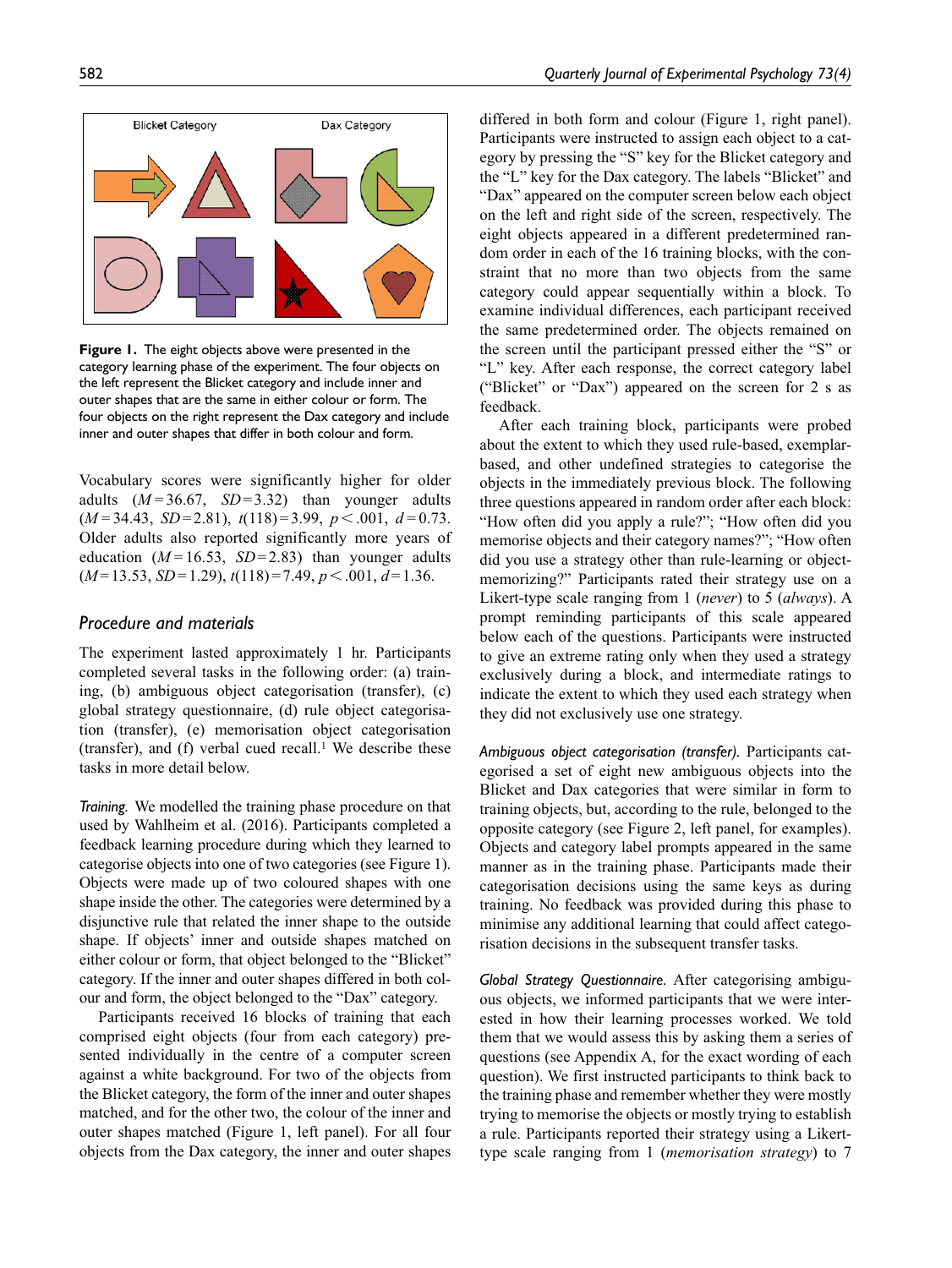Blicket Category Dax Category

**Figure 1.** The eight objects above were presented in the category learning phase of the experiment. The four objects on the left represent the Blicket category and include inner and outer shapes that are the same in either colour or form. The four objects on the right represent the Dax category and include inner and outer shapes that differ in both colour and form.

Vocabulary scores were significantly higher for older adults ($M = 36.67$, $SD = 3.32$) than younger adults ($M = 34.43$, $SD = 2.81$), $t(118) = 3.99$, $p < .001$, $d = 0.73$. Older adults also reported significantly more years of education ($M = 16.53$, $SD = 2.83$) than younger adults ($M = 13.53$, $SD = 1.29$), $t(118) = 7.49$, $p < .001$, $d = 1.36$.

## Procedure and materials

The experiment lasted approximately 1 hr. Participants completed several tasks in the following order: (a) training, (b) ambiguous object categorisation (transfer), (c) global strategy questionnaire, (d) rule object categorisation (transfer), (e) memorisation object categorisation (transfer), and (f) verbal cued recall.[1] We describe these tasks in more detail below.

*Training.* We modelled the training phase procedure on that used by Wahlheim et al. (2016). Participants completed a feedback learning procedure during which they learned to categorise objects into one of two categories (see Figure 1). Objects were made up of two coloured shapes with one shape inside the other. The categories were determined by a disjunctive rule that related the inner shape to the outside shape. If objects' inner and outside shapes matched on either colour or form, that object belonged to the "Blicket" category. If the inner and outer shapes differed in both colour and form, the object belonged to the "Dax" category.

Participants received 16 blocks of training that each comprised eight objects (four from each category) presented individually in the centre of a computer screen against a white background. For two of the objects from the Blicket category, the form of the inner and outer shapes matched, and for the other two, the colour of the inner and outer shapes matched (Figure 1, left panel). For all four objects from the Dax category, the inner and outer shapes differed in both form and colour (Figure 1, right panel). Participants were instructed to assign each object to a category by pressing the "S" key for the Blicket category and the "L" key for the Dax category. The labels "Blicket" and "Dax" appeared on the computer screen below each object on the left and right side of the screen, respectively. The eight objects appeared in a different predetermined random order in each of the 16 training blocks, with the constraint that no more than two objects from the same category could appear sequentially within a block. To examine individual differences, each participant received the same predetermined order. The objects remained on the screen until the participant pressed either the "S" or "L" key. After each response, the correct category label ("Blicket" or "Dax") appeared on the screen for 2 s as feedback.

After each training block, participants were probed about the extent to which they used rule-based, exemplar-based, and other undefined strategies to categorise the objects in the immediately previous block. The following three questions appeared in random order after each block: "How often did you apply a rule?"; "How often did you memorise objects and their category names?"; "How often did you use a strategy other than rule-learning or object-memorizing?" Participants rated their strategy use on a Likert-type scale ranging from 1 (*never*) to 5 (*always*). A prompt reminding participants of this scale appeared below each of the questions. Participants were instructed to give an extreme rating only when they used a strategy exclusively during a block, and intermediate ratings to indicate the extent to which they used each strategy when they did not exclusively use one strategy.

*Ambiguous object categorisation (transfer).* Participants categorised a set of eight new ambiguous objects into the Blicket and Dax categories that were similar in form to the training objects, but, according to the rule, belonged to the opposite category (see Figure 2, left panel, for examples). Objects and category label prompts appeared in the same manner as in the training phase. Participants made their categorisation decisions using the same keys as during training. No feedback was provided during this phase to minimise any additional learning that could affect categorisation decisions in the subsequent transfer tasks.

*Global Strategy Questionnaire.* After categorising ambiguous objects, we informed participants that we were interested in how their learning processes worked. We told them that we would assess this by asking them a series of questions (see Appendix A, for the exact wording of each question). We first instructed participants to think back to the training phase and remember whether they were mostly trying to memorise the objects or mostly trying to establish a rule. Participants reported their strategy using a Likert-type scale ranging from 1 (*memorisation strategy*) to 7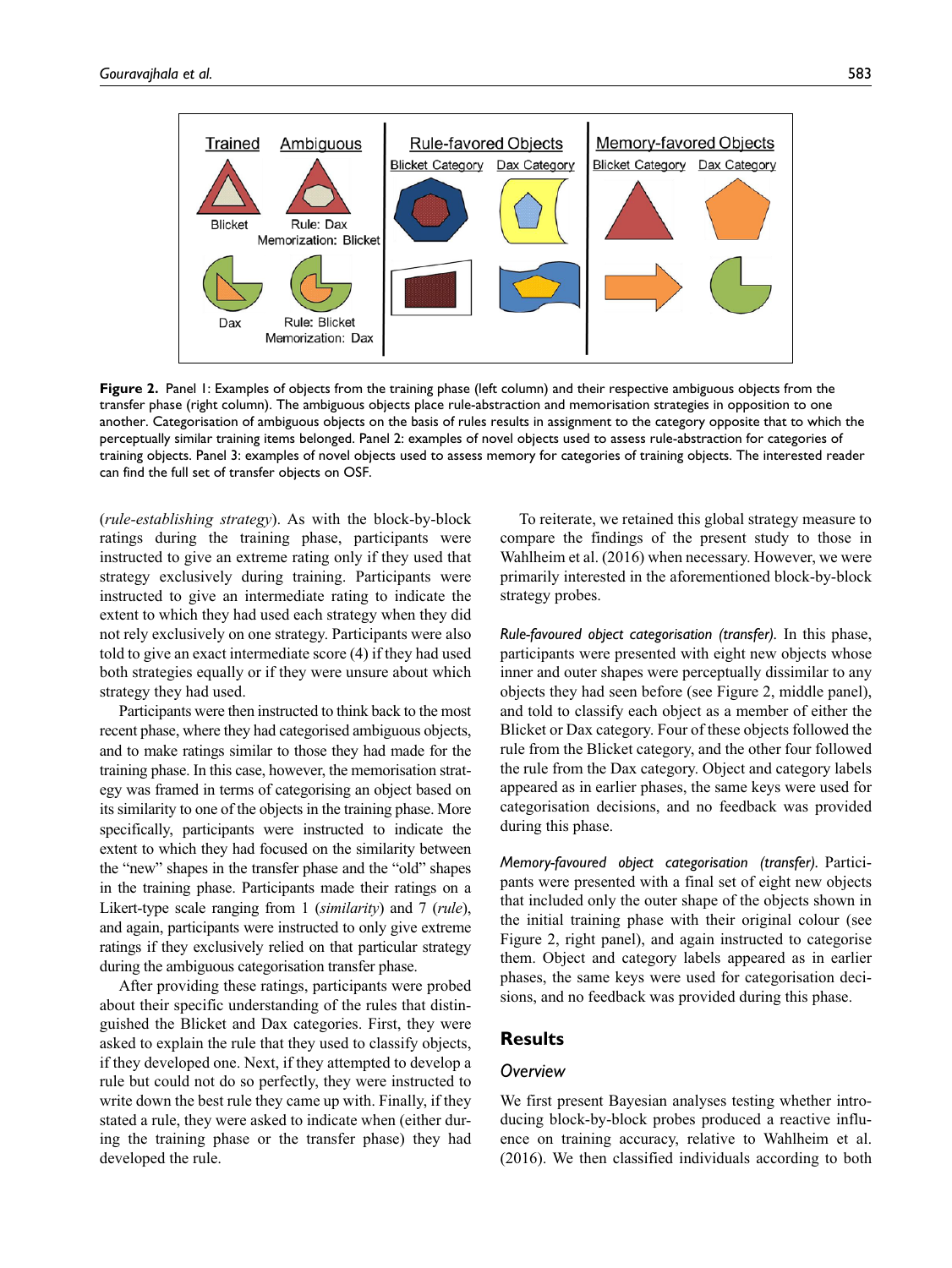**Figure 2.** Panel 1: Examples of objects from the training phase (left column) and their respective ambiguous objects from the transfer phase (right column). The ambiguous objects place rule-abstraction and memorisation strategies in opposition to one another. Categorisation of ambiguous objects on the basis of rules results in assignment to the category opposite that to which the perceptually similar training items belonged. Panel 2: examples of novel objects used to assess rule-abstraction for categories of training objects. Panel 3: examples of novel objects used to assess memory for categories of training objects. The interested reader can find the full set of transfer objects on OSF.

(*rule-establishing strategy*). As with the block-by-block ratings during the training phase, participants were instructed to give an extreme rating only if they used that strategy exclusively during training. Participants were instructed to give an intermediate rating to indicate the extent to which they had used each strategy when they did not rely exclusively on one strategy. Participants were also told to give an exact intermediate score (4) if they had used both strategies equally or if they were unsure about which strategy they had used.

Participants were then instructed to think back to the most recent phase, where they had categorised ambiguous objects, and to make ratings similar to those they had made for the training phase. In this case, however, the memorisation strategy was framed in terms of categorising an object based on its similarity to one of the objects in the training phase. More specifically, participants were instructed to indicate the extent to which they had focused on the similarity between the "new" shapes in the transfer phase and the "old" shapes in the training phase. Participants made their ratings on a Likert-type scale ranging from 1 (*similarity*) and 7 (*rule*), and again, participants were instructed to only give extreme ratings if they exclusively relied on that particular strategy during the ambiguous categorisation transfer phase.

After providing these ratings, participants were probed about their specific understanding of the rules that distinguished the Blicket and Dax categories. First, they were asked to explain the rule that they used to classify objects, if they developed one. Next, if they attempted to develop a rule but could not do so perfectly, they were instructed to write down the best rule they came up with. Finally, if they stated a rule, they were asked to indicate when (either during the training phase or the transfer phase) they had developed the rule.

To reiterate, we retained this global strategy measure to compare the findings of the present study to those in Wahlheim et al. (2016) when necessary. However, we were primarily interested in the aforementioned block-by-block strategy probes.

*Rule-favoured object categorisation (transfer).* In this phase, participants were presented with eight new objects whose inner and outer shapes were perceptually dissimilar to any objects they had seen before (see Figure 2, middle panel), and told to classify each object as a member of either the Blicket or Dax category. Four of these objects followed the rule from the Blicket category, and the other four followed the rule from the Dax category. Object and category labels appeared as in earlier phases, the same keys were used for categorisation decisions, and no feedback was provided during this phase.

*Memory-favoured object categorisation (transfer).* Participants were presented with a final set of eight new objects that included only the outer shape of the objects shown in the initial training phase with their original colour (see Figure 2, right panel), and again instructed to categorise them. Object and category labels appeared as in earlier phases, the same keys were used for categorisation decisions, and no feedback was provided during this phase.

## Results

### Overview

We first present Bayesian analyses testing whether introducing block-by-block probes produced a reactive influence on training accuracy, relative to Wahlheim et al. (2016). We then classified individuals according to both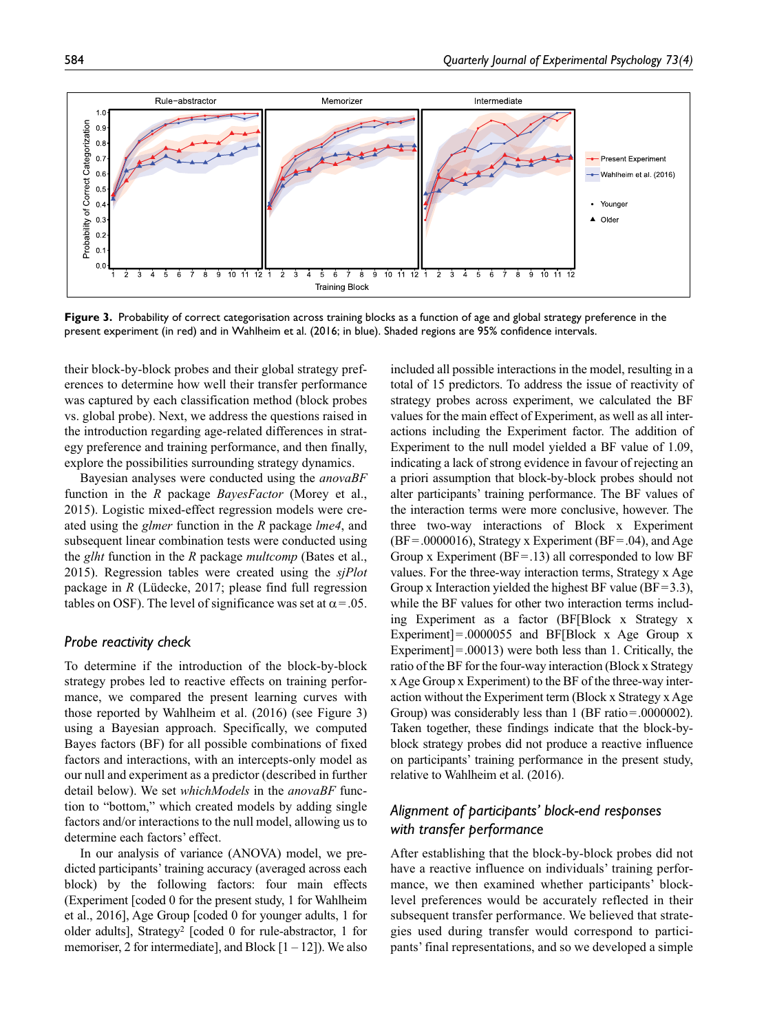**Figure 3.** Probability of correct categorisation across training blocks as a function of age and global strategy preference in the present experiment (in red) and in Wahlheim et al. (2016; in blue). Shaded regions are 95% confidence intervals.

their block-by-block probes and their global strategy preferences to determine how well their transfer performance was captured by each classification method (block probes vs. global probe). Next, we address the questions raised in the introduction regarding age-related differences in strategy preference and training performance, and then finally, explore the possibilities surrounding strategy dynamics.

Bayesian analyses were conducted using the *anovaBF* function in the *R* package *BayesFactor* (Morey et al., 2015). Logistic mixed-effect regression models were created using the *glmer* function in the *R* package *lme4*, and subsequent linear combination tests were conducted using the *glht* function in the *R* package *multcomp* (Bates et al., 2015). Regression tables were created using the *sjPlot* package in *R* (Lüdecke, 2017; please find full regression tables on OSF). The level of significance was set at $\alpha = .05$.

### Probe reactivity check

To determine if the introduction of the block-by-block strategy probes led to reactive effects on training performance, we compared the present learning curves with those reported by Wahlheim et al. (2016) (see Figure 3) using a Bayesian approach. Specifically, we computed Bayes factors (BF) for all possible combinations of fixed factors and interactions, with an intercepts-only model as our null and experiment as a predictor (described in further detail below). We set *whichModels* in the *anovaBF* function to "bottom," which created models by adding single factors and/or interactions to the null model, allowing us to determine each factors' effect.

In our analysis of variance (ANOVA) model, we predicted participants' training accuracy (averaged across each block) by the following factors: four main effects (Experiment [coded 0 for the present study, 1 for Wahlheim et al., 2016], Age Group [coded 0 for younger adults, 1 for older adults], Strategy[2] [coded 0 for rule-abstractor, 1 for memoriser, 2 for intermediate], and Block [1 – 12]). We also included all possible interactions in the model, resulting in a total of 15 predictors. To address the issue of reactivity of strategy probes across experiment, we calculated the BF values for the main effect of Experiment, as well as all interactions including the Experiment factor. The addition of Experiment to the null model yielded a BF value of 1.09, indicating a lack of strong evidence in favour of rejecting an a priori assumption that block-by-block probes should not alter participants' training performance. The BF values of the interaction terms were more conclusive, however. The three two-way interactions of Block x Experiment (BF = .0000016), Strategy x Experiment (BF = .04), and Age Group x Experiment (BF = .13) all corresponded to low BF values. For the three-way interaction terms, Strategy x Age Group x Interaction yielded the highest BF value (BF = 3.3), while the BF values for other two interaction terms including Experiment as a factor (BF[Block x Strategy x Experiment] = .0000055 and BF[Block x Age Group x Experiment] = .00013) were both less than 1. Critically, the ratio of the BF for the four-way interaction (Block x Strategy x Age Group x Experiment) to the BF of the three-way interaction without the Experiment term (Block x Strategy x Age Group) was considerably less than 1 (BF ratio = .0000002). Taken together, these findings indicate that the block-by-block strategy probes did not produce a reactive influence on participants' training performance in the present study, relative to Wahlheim et al. (2016).

### Alignment of participants' block-end responses with transfer performance

After establishing that the block-by-block probes did not have a reactive influence on individuals' training performance, we then examined whether participants' block-level preferences would be accurately reflected in their subsequent transfer performance. We believed that strategies used during transfer would correspond to participants' final representations, and so we developed a simple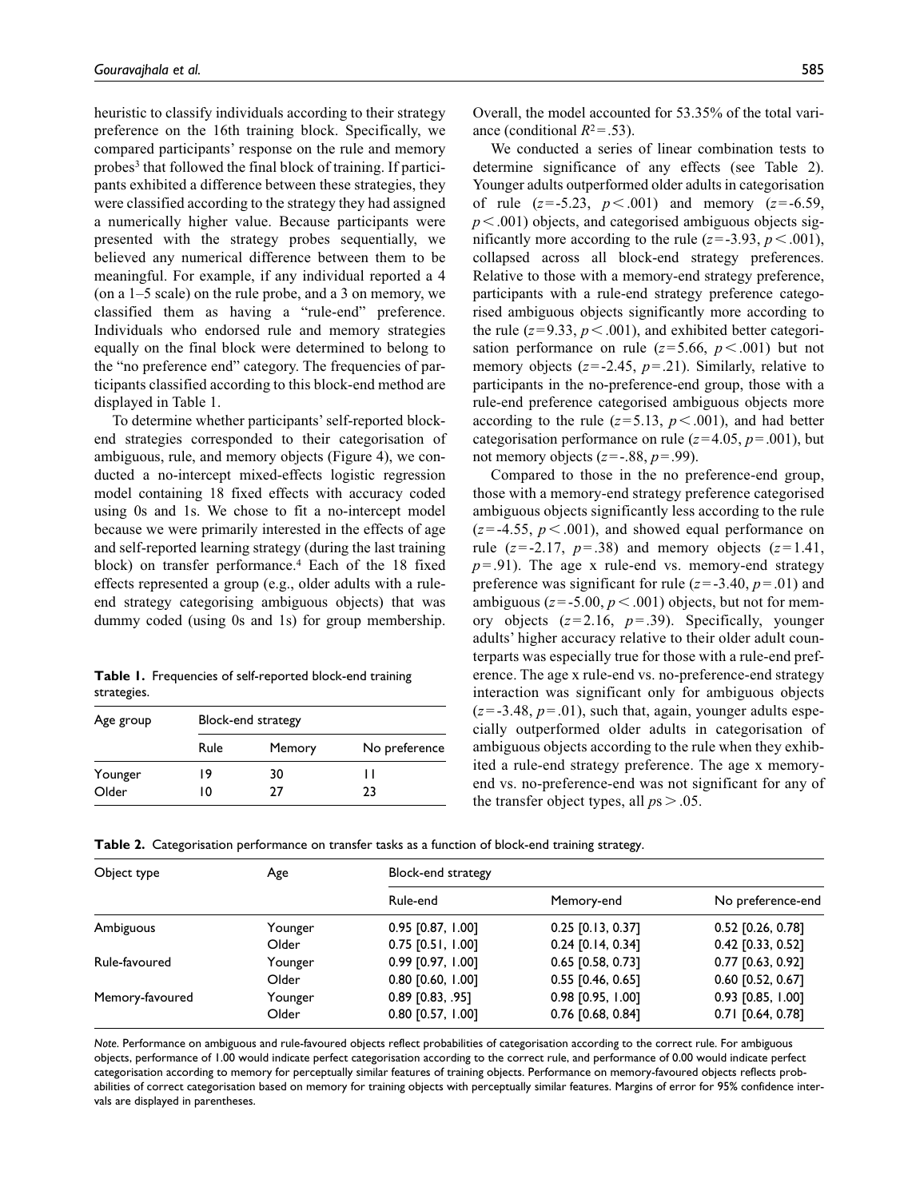heuristic to classify individuals according to their strategy preference on the 16th training block. Specifically, we compared participants' response on the rule and memory probes[3] that followed the final block of training. If participants exhibited a difference between these strategies, they were classified according to the strategy they had assigned a numerically higher value. Because participants were presented with the strategy probes sequentially, we believed any numerical difference between them to be meaningful. For example, if any individual reported a 4 (on a 1–5 scale) on the rule probe, and a 3 on memory, we classified them as having a "rule-end" preference. Individuals who endorsed rule and memory strategies equally on the final block were determined to belong to the "no preference end" category. The frequencies of participants classified according to this block-end method are displayed in Table 1.

To determine whether participants' self-reported block-end strategies corresponded to their categorisation of ambiguous, rule, and memory objects (Figure 4), we conducted a no-intercept mixed-effects logistic regression model containing 18 fixed effects with accuracy coded using 0s and 1s. We chose to fit a no-intercept model because we were primarily interested in the effects of age and self-reported learning strategy (during the last training block) on transfer performance.[4] Each of the 18 fixed effects represented a group (e.g., older adults with a rule-end strategy categorising ambiguous objects) that was dummy coded (using 0s and 1s) for group membership.

**Table 1.** Frequencies of self-reported block-end training strategies.

| Age group | Block-end strategy | | |
|---|---|---|---|
| | Rule | Memory | No preference |
| Younger | 19 | 30 | 11 |
| Older | 10 | 27 | 23 |

Overall, the model accounted for 53.35% of the total variance (conditional $R^2 = .53$).

We conducted a series of linear combination tests to determine significance of any effects (see Table 2). Younger adults outperformed older adults in categorisation of rule ($z = -5.23$, $p < .001$) and memory ($z = -6.59$, $p < .001$) objects, and categorised ambiguous objects significantly more according to the rule ($z = -3.93$, $p < .001$), collapsed across all block-end strategy preferences. Relative to those with a memory-end strategy preference, participants with a rule-end strategy preference categorised ambiguous objects significantly more according to the rule ($z = 9.33$, $p < .001$), and exhibited better categorisation performance on rule ($z = 5.66$, $p < .001$) but not memory objects ($z = -2.45$, $p = .21$). Similarly, relative to participants in the no-preference-end group, those with a rule-end preference categorised ambiguous objects more according to the rule ($z = 5.13$, $p < .001$), and had better categorisation performance on rule ($z = 4.05$, $p = .001$), but not memory objects ($z = -.88$, $p = .99$).

Compared to those in the no preference-end group, those with a memory-end strategy preference categorised ambiguous objects significantly less according to the rule ($z = -4.55$, $p < .001$), and showed equal performance on rule ($z = -2.17$, $p = .38$) and memory objects ($z = 1.41$, $p = .91$). The age x rule-end vs. memory-end strategy preference was significant for rule ($z = -3.40$, $p = .01$) and ambiguous ($z = -5.00$, $p < .001$) objects, but not for memory objects ($z = 2.16$, $p = .39$). Specifically, younger adults' higher accuracy relative to their older adult counterparts was especially true for those with a rule-end preference. The age x rule-end vs. no-preference-end strategy interaction was significant only for ambiguous objects ($z = -3.48$, $p = .01$), such that, again, younger adults especially outperformed older adults in categorisation of ambiguous objects according to the rule when they exhibited a rule-end strategy preference. The age x memory-end vs. no-preference-end was not significant for any of the transfer object types, all $p\text{s} > .05$.

**Table 2.** Categorisation performance on transfer tasks as a function of block-end training strategy.

| Object type | Age | Block-end strategy | | |
|---|---|---|---|---|
| | | Rule-end | Memory-end | No preference-end |
| Ambiguous | Younger | 0.95 [0.87, 1.00] | 0.25 [0.13, 0.37] | 0.52 [0.26, 0.78] |
| | Older | 0.75 [0.51, 1.00] | 0.24 [0.14, 0.34] | 0.42 [0.33, 0.52] |
| Rule-favoured | Younger | 0.99 [0.97, 1.00] | 0.65 [0.58, 0.73] | 0.77 [0.63, 0.92] |
| | Older | 0.80 [0.60, 1.00] | 0.55 [0.46, 0.65] | 0.60 [0.52, 0.67] |
| Memory-favoured | Younger | 0.89 [0.83, .95] | 0.98 [0.95, 1.00] | 0.93 [0.85, 1.00] |
| | Older | 0.80 [0.57, 1.00] | 0.76 [0.68, 0.84] | 0.71 [0.64, 0.78] |

*Note*. Performance on ambiguous and rule-favoured objects reflect probabilities of categorisation according to the correct rule. For ambiguous objects, performance of 1.00 would indicate perfect categorisation according to the correct rule, and performance of 0.00 would indicate perfect categorisation according to memory for perceptually similar features of training objects. Performance on memory-favoured objects reflects probabilities of correct categorisation based on memory for training objects with perceptually similar features. Margins of error for 95% confidence intervals are displayed in parentheses.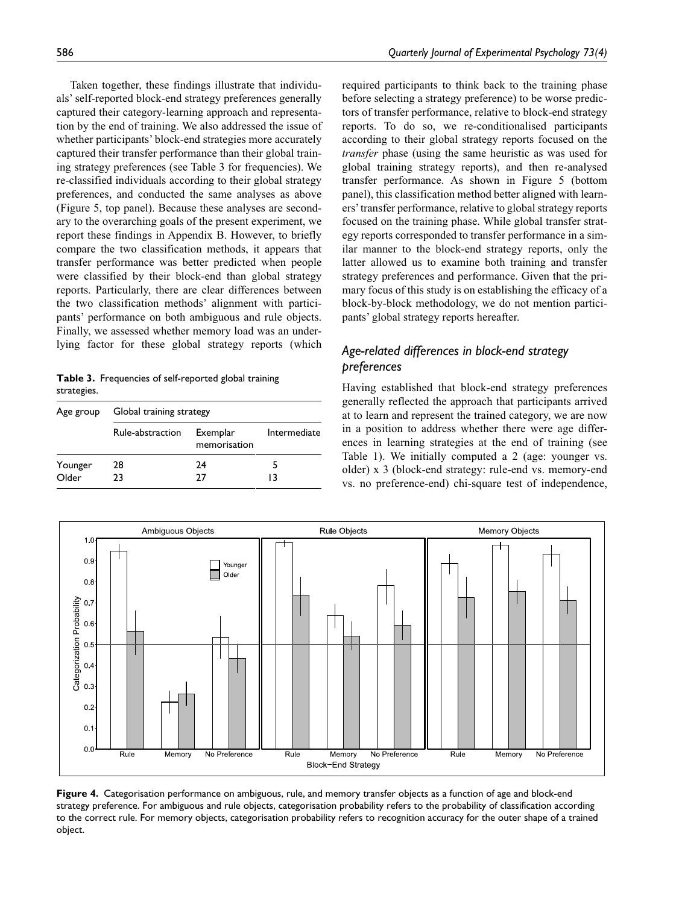Taken together, these findings illustrate that individuals' self-reported block-end strategy preferences generally captured their category-learning approach and representation by the end of training. We also addressed the issue of whether participants' block-end strategies more accurately captured their transfer performance than their global training strategy preferences (see Table 3 for frequencies). We re-classified individuals according to their global strategy preferences, and conducted the same analyses as above (Figure 5, top panel). Because these analyses are secondary to the overarching goals of the present experiment, we report these findings in Appendix B. However, to briefly compare the two classification methods, it appears that transfer performance was better predicted when people were classified by their block-end than global strategy reports. Particularly, there are clear differences between the two classification methods' alignment with participants' performance on both ambiguous and rule objects. Finally, we assessed whether memory load was an underlying factor for these global strategy reports (which required participants to think back to the training phase before selecting a strategy preference) to be worse predictors of transfer performance, relative to block-end strategy reports. To do so, we re-conditionalised participants according to their global strategy reports focused on the *transfer* phase (using the same heuristic as was used for global training strategy reports), and then re-analysed transfer performance. As shown in Figure 5 (bottom panel), this classification method better aligned with learners' transfer performance, relative to global strategy reports focused on the training phase. While global transfer strategy reports corresponded to transfer performance in a similar manner to the block-end strategy reports, only the latter allowed us to examine both training and transfer strategy preferences and performance. Given that the primary focus of this study is on establishing the efficacy of a block-by-block methodology, we do not mention participants' global strategy reports hereafter.

**Table 3.** Frequencies of self-reported global training strategies.

| Age group | Global training strategy | | |
|---|---|---|---|
| | Rule-abstraction | Exemplar memorisation | Intermediate |
| Younger | 28 | 24 | 5 |
| Older | 23 | 27 | 13 |

## *Age-related differences in block-end strategy preferences*

Having established that block-end strategy preferences generally reflected the approach that participants arrived at to learn and represent the trained category, we are now in a position to address whether there were age differences in learning strategies at the end of training (see Table 1). We initially computed a 2 (age: younger vs. older) x 3 (block-end strategy: rule-end vs. memory-end vs. no preference-end) chi-square test of independence,

**Figure 4.** Categorisation performance on ambiguous, rule, and memory transfer objects as a function of age and block-end strategy preference. For ambiguous and rule objects, categorisation probability refers to the probability of classification according to the correct rule. For memory objects, categorisation probability refers to recognition accuracy for the outer shape of a trained object.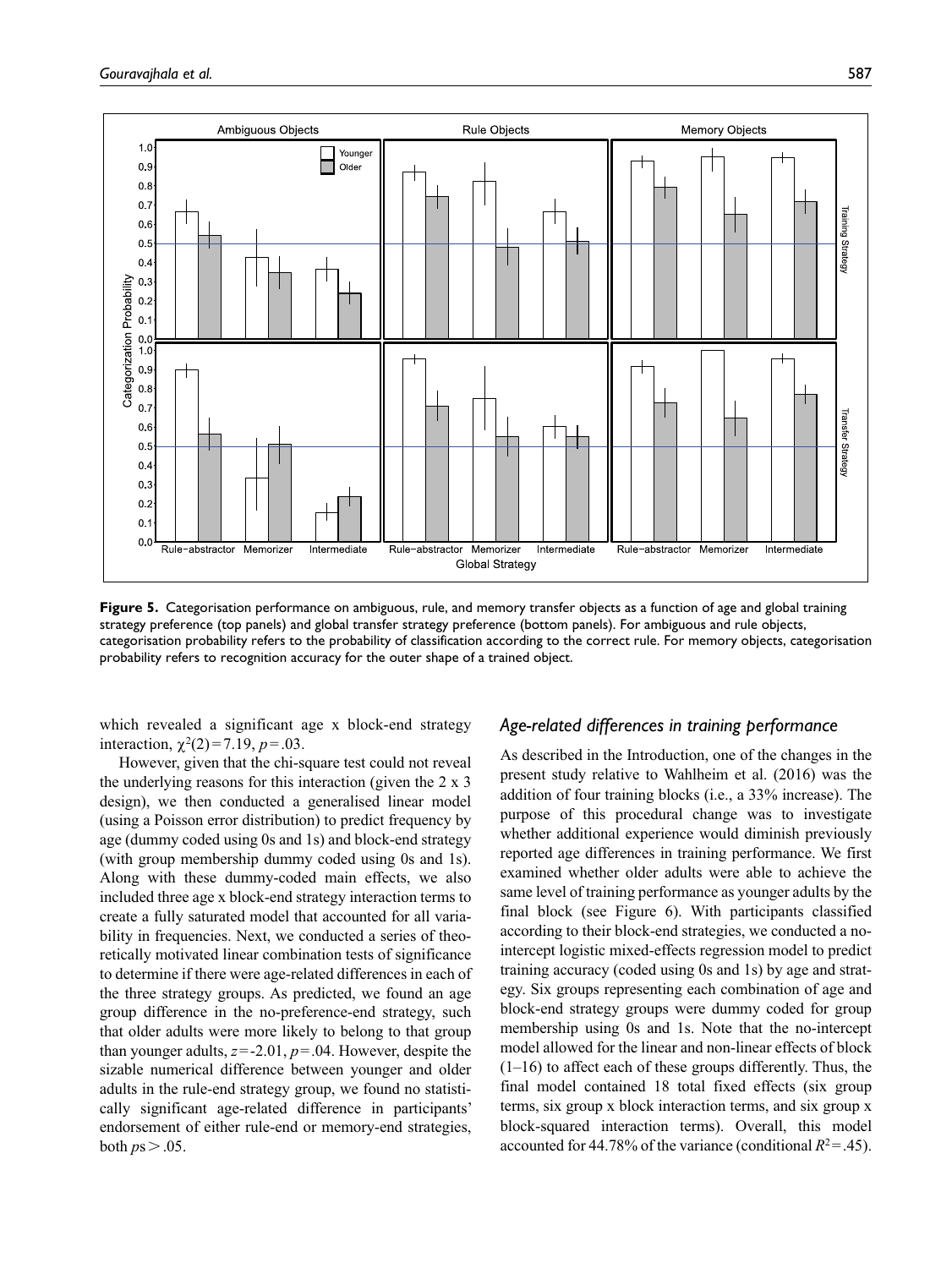**Figure 5.** Categorisation performance on ambiguous, rule, and memory transfer objects as a function of age and global training strategy preference (top panels) and global transfer strategy preference (bottom panels). For ambiguous and rule objects, categorisation probability refers to the probability of classification according to the correct rule. For memory objects, categorisation probability refers to recognition accuracy for the outer shape of a trained object.

which revealed a significant age x block-end strategy interaction, $\chi^2(2)=7.19$, $p=.03$.

However, given that the chi-square test could not reveal the underlying reasons for this interaction (given the 2 x 3 design), we then conducted a generalised linear model (using a Poisson error distribution) to predict frequency by age (dummy coded using 0s and 1s) and block-end strategy (with group membership dummy coded using 0s and 1s). Along with these dummy-coded main effects, we also included three age x block-end strategy interaction terms to create a fully saturated model that accounted for all variability in frequencies. Next, we conducted a series of theoretically motivated linear combination tests of significance to determine if there were age-related differences in each of the three strategy groups. As predicted, we found an age group difference in the no-preference-end strategy, such that older adults were more likely to belong to that group than younger adults, $z=-2.01$, $p=.04$. However, despite the sizable numerical difference between younger and older adults in the rule-end strategy group, we found no statistically significant age-related difference in participants' endorsement of either rule-end or memory-end strategies, both $ps > .05$.

### *Age-related differences in training performance*

As described in the Introduction, one of the changes in the present study relative to Wahlheim et al. (2016) was the addition of four training blocks (i.e., a 33% increase). The purpose of this procedural change was to investigate whether additional experience would diminish previously reported age differences in training performance. We first examined whether older adults were able to achieve the same level of training performance as younger adults by the final block (see Figure 6). With participants classified according to their block-end strategies, we conducted a no-intercept logistic mixed-effects regression model to predict training accuracy (coded using 0s and 1s) by age and strategy. Six groups representing each combination of age and block-end strategy groups were dummy coded for group membership using 0s and 1s. Note that the no-intercept model allowed for the linear and non-linear effects of block (1–16) to affect each of these groups differently. Thus, the final model contained 18 total fixed effects (six group terms, six group x block interaction terms, and six group x block-squared interaction terms). Overall, this model accounted for 44.78% of the variance (conditional $R^2=.45$).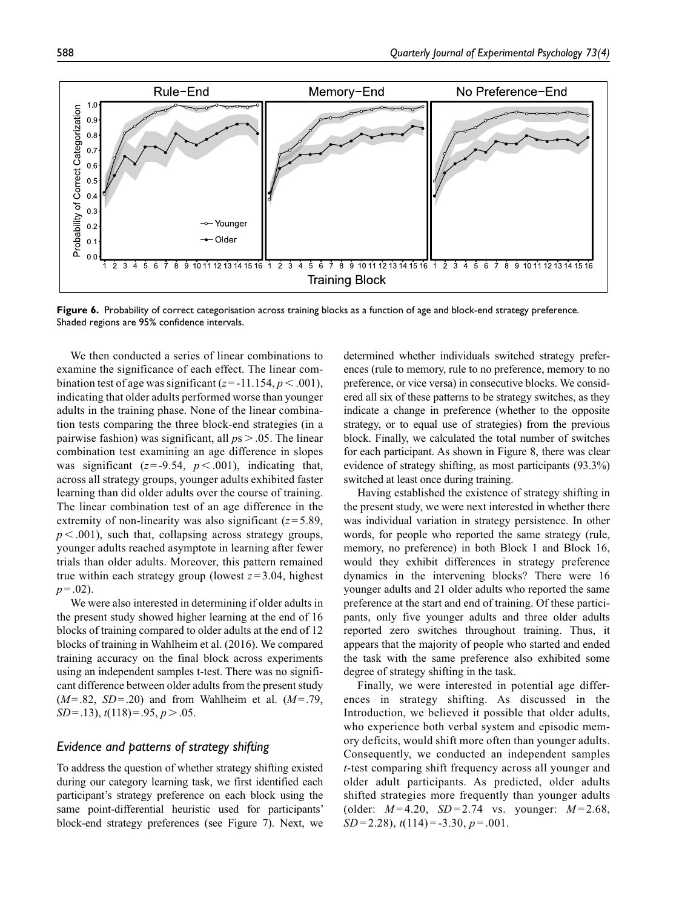**Figure 6.** Probability of correct categorisation across training blocks as a function of age and block-end strategy preference. Shaded regions are 95% confidence intervals.

We then conducted a series of linear combinations to examine the significance of each effect. The linear combination test of age was significant ($z$ = -11.154, $p$ < .001), indicating that older adults performed worse than younger adults in the training phase. None of the linear combination tests comparing the three block-end strategies (in a pairwise fashion) was significant, all $p$s > .05. The linear combination test examining an age difference in slopes was significant ($z$ = -9.54, $p$ < .001), indicating that, across all strategy groups, younger adults exhibited faster learning than did older adults over the course of training. The linear combination test of an age difference in the extremity of non-linearity was also significant ($z$ = 5.89, $p$ < .001), such that, collapsing across strategy groups, younger adults reached asymptote in learning after fewer trials than older adults. Moreover, this pattern remained true within each strategy group (lowest $z$ = 3.04, highest $p$ = .02).

We were also interested in determining if older adults in the present study showed higher learning at the end of 16 blocks of training compared to older adults at the end of 12 blocks of training in Wahlheim et al. (2016). We compared training accuracy on the final block across experiments using an independent samples t-test. There was no significant difference between older adults from the present study ($M$ = .82, $SD$ = .20) and from Wahlheim et al. ($M$ = .79, $SD$ = .13), $t$(118) = .95, $p$ > .05.

## *Evidence and patterns of strategy shifting*

To address the question of whether strategy shifting existed during our category learning task, we first identified each participant's strategy preference on each block using the same point-differential heuristic used for participants' block-end strategy preferences (see Figure 7). Next, we determined whether individuals switched strategy preferences (rule to memory, rule to no preference, memory to no preference, or vice versa) in consecutive blocks. We considered all six of these patterns to be strategy switches, as they indicate a change in preference (whether to the opposite strategy, or to equal use of strategies) from the previous block. Finally, we calculated the total number of switches for each participant. As shown in Figure 8, there was clear evidence of strategy shifting, as most participants (93.3%) switched at least once during training.

Having established the existence of strategy shifting in the present study, we were next interested in whether there was individual variation in strategy persistence. In other words, for people who reported the same strategy (rule, memory, no preference) in both Block 1 and Block 16, would they exhibit differences in strategy preference dynamics in the intervening blocks? There were 16 younger adults and 21 older adults who reported the same preference at the start and end of training. Of these participants, only five younger adults and three older adults reported zero switches throughout training. Thus, it appears that the majority of people who started and ended the task with the same preference also exhibited some degree of strategy shifting in the task.

Finally, we were interested in potential age differences in strategy shifting. As discussed in the Introduction, we believed it possible that older adults, who experience both verbal system and episodic memory deficits, would shift more often than younger adults. Consequently, we conducted an independent samples $t$-test comparing shift frequency across all younger and older adult participants. As predicted, older adults shifted strategies more frequently than younger adults (older: $M$ = 4.20, $SD$ = 2.74 vs. younger: $M$ = 2.68, $SD$ = 2.28), $t$(114) = -3.30, $p$ = .001.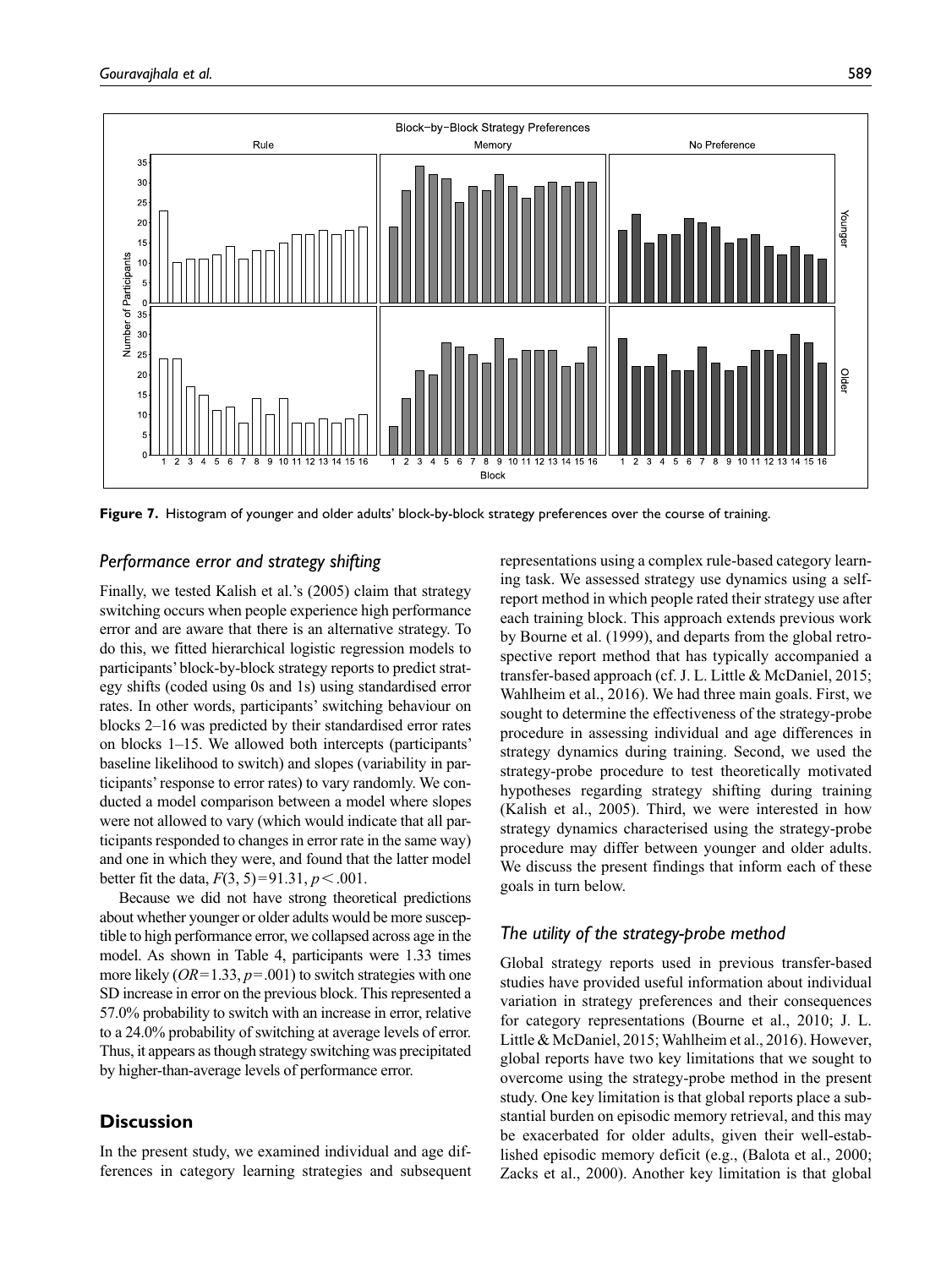**Figure 7.** Histogram of younger and older adults' block-by-block strategy preferences over the course of training.

### *Performance error and strategy shifting*

Finally, we tested Kalish et al.'s (2005) claim that strategy switching occurs when people experience high performance error and are aware that there is an alternative strategy. To do this, we fitted hierarchical logistic regression models to participants' block-by-block strategy reports to predict strategy shifts (coded using 0s and 1s) using standardised error rates. In other words, participants' switching behaviour on blocks 2–16 was predicted by their standardised error rates on blocks 1–15. We allowed both intercepts (participants' baseline likelihood to switch) and slopes (variability in participants' response to error rates) to vary randomly. We conducted a model comparison between a model where slopes were not allowed to vary (which would indicate that all participants responded to changes in error rate in the same way) and one in which they were, and found that the latter model better fit the data, $F(3, 5) = 91.31$, $p < .001$.

Because we did not have strong theoretical predictions about whether younger or older adults would be more susceptible to high performance error, we collapsed across age in the model. As shown in Table 4, participants were 1.33 times more likely ($OR = 1.33$, $p = .001$) to switch strategies with one SD increase in error on the previous block. This represented a 57.0% probability to switch with an increase in error, relative to a 24.0% probability of switching at average levels of error. Thus, it appears as though strategy switching was precipitated by higher-than-average levels of performance error.

## Discussion

In the present study, we examined individual and age differences in category learning strategies and subsequent representations using a complex rule-based category learning task. We assessed strategy use dynamics using a self-report method in which people rated their strategy use after each training block. This approach extends previous work by Bourne et al. (1999), and departs from the global retrospective report method that has typically accompanied a transfer-based approach (cf. J. L. Little & McDaniel, 2015; Wahlheim et al., 2016). We had three main goals. First, we sought to determine the effectiveness of the strategy-probe procedure in assessing individual and age differences in strategy dynamics during training. Second, we used the strategy-probe procedure to test theoretically motivated hypotheses regarding strategy shifting during training (Kalish et al., 2005). Third, we were interested in how strategy dynamics characterised using the strategy-probe procedure may differ between younger and older adults. We discuss the present findings that inform each of these goals in turn below.

### *The utility of the strategy-probe method*

Global strategy reports used in previous transfer-based studies have provided useful information about individual variation in strategy preferences and their consequences for category representations (Bourne et al., 2010; J. L. Little & McDaniel, 2015; Wahlheim et al., 2016). However, global reports have two key limitations that we sought to overcome using the strategy-probe method in the present study. One key limitation is that global reports place a substantial burden on episodic memory retrieval, and this may be exacerbated for older adults, given their well-established episodic memory deficit (e.g., (Balota et al., 2000; Zacks et al., 2000). Another key limitation is that global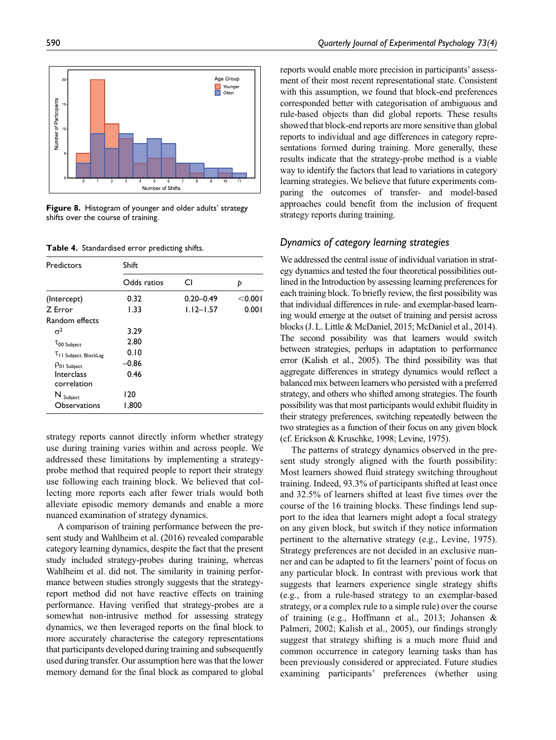Figure 8. Histogram of younger and older adults' strategy shifts over the course of training.

**Table 4.** Standardised error predicting shifts.

| Predictors | Shift | | |
|---|---|---|---|
| | Odds ratios | CI | $p$ |
| (Intercept) | 0.32 | 0.20–0.49 | <0.001 |
| Z Error | 1.33 | 1.12–1.57 | 0.001 |
| Random effects | | | |
| $\sigma^2$ | 3.29 | | |
| $\tau_{00\ \text{Subject}}$ | 2.80 | | |
| $\tau_{11\ \text{Subject. BlockLag}}$ | 0.10 | | |
| $\rho_{01\ \text{Subject}}$ | −0.86 | | |
| Interclass correlation | 0.46 | | |
| $N_{\text{Subject}}$ | 120 | | |
| Observations | 1,800 | | |

strategy reports cannot directly inform whether strategy use during training varies within and across people. We addressed these limitations by implementing a strategy-probe method that required people to report their strategy use following each training block. We believed that collecting more reports each after fewer trials would both alleviate episodic memory demands and enable a more nuanced examination of strategy dynamics.

A comparison of training performance between the present study and Wahlheim et al. (2016) revealed comparable category learning dynamics, despite the fact that the present study included strategy-probes during training, whereas Wahlheim et al. did not. The similarity in training performance between studies strongly suggests that the strategy-report method did not have reactive effects on training performance. Having verified that strategy-probes are a somewhat non-intrusive method for assessing strategy dynamics, we then leveraged reports on the final block to more accurately characterise the category representations that participants developed during training and subsequently used during transfer. Our assumption here was that the lower memory demand for the final block as compared to global reports would enable more precision in participants' assessment of their most recent representational state. Consistent with this assumption, we found that block-end preferences corresponded better with categorisation of ambiguous and rule-based objects than did global reports. These results showed that block-end reports are more sensitive than global reports to individual and age differences in category representations formed during training. More generally, these results indicate that the strategy-probe method is a viable way to identify the factors that lead to variations in category learning strategies. We believe that future experiments comparing the outcomes of transfer- and model-based approaches could benefit from the inclusion of frequent strategy reports during training.

### *Dynamics of category learning strategies*

We addressed the central issue of individual variation in strategy dynamics and tested the four theoretical possibilities outlined in the Introduction by assessing learning preferences for each training block. To briefly review, the first possibility was that individual differences in rule- and exemplar-based learning would emerge at the outset of training and persist across blocks (J. L. Little & McDaniel, 2015; McDaniel et al., 2014). The second possibility was that learners would switch between strategies, perhaps in adaptation to performance error (Kalish et al., 2005). The third possibility was that aggregate differences in strategy dynamics would reflect a balanced mix between learners who persisted with a preferred strategy, and others who shifted among strategies. The fourth possibility was that most participants would exhibit fluidity in their strategy preferences, switching repeatedly between the two strategies as a function of their focus on any given block (cf. Erickson & Kruschke, 1998; Levine, 1975).

The patterns of strategy dynamics observed in the present study strongly aligned with the fourth possibility: Most learners showed fluid strategy switching throughout training. Indeed, 93.3% of participants shifted at least once and 32.5% of learners shifted at least five times over the course of the 16 training blocks. These findings lend support to the idea that learners might adopt a focal strategy on any given block, but switch if they notice information pertinent to the alternative strategy (e.g., Levine, 1975). Strategy preferences are not decided in an exclusive manner and can be adapted to fit the learners' point of focus on any particular block. In contrast with previous work that suggests that learners experience single strategy shifts (e.g., from a rule-based strategy to an exemplar-based strategy, or a complex rule to a simple rule) over the course of training (e.g., Hoffmann et al., 2013; Johansen & Palmeri, 2002; Kalish et al., 2005), our findings strongly suggest that strategy shifting is a much more fluid and common occurrence in category learning tasks than has been previously considered or appreciated. Future studies examining participants' preferences (whether using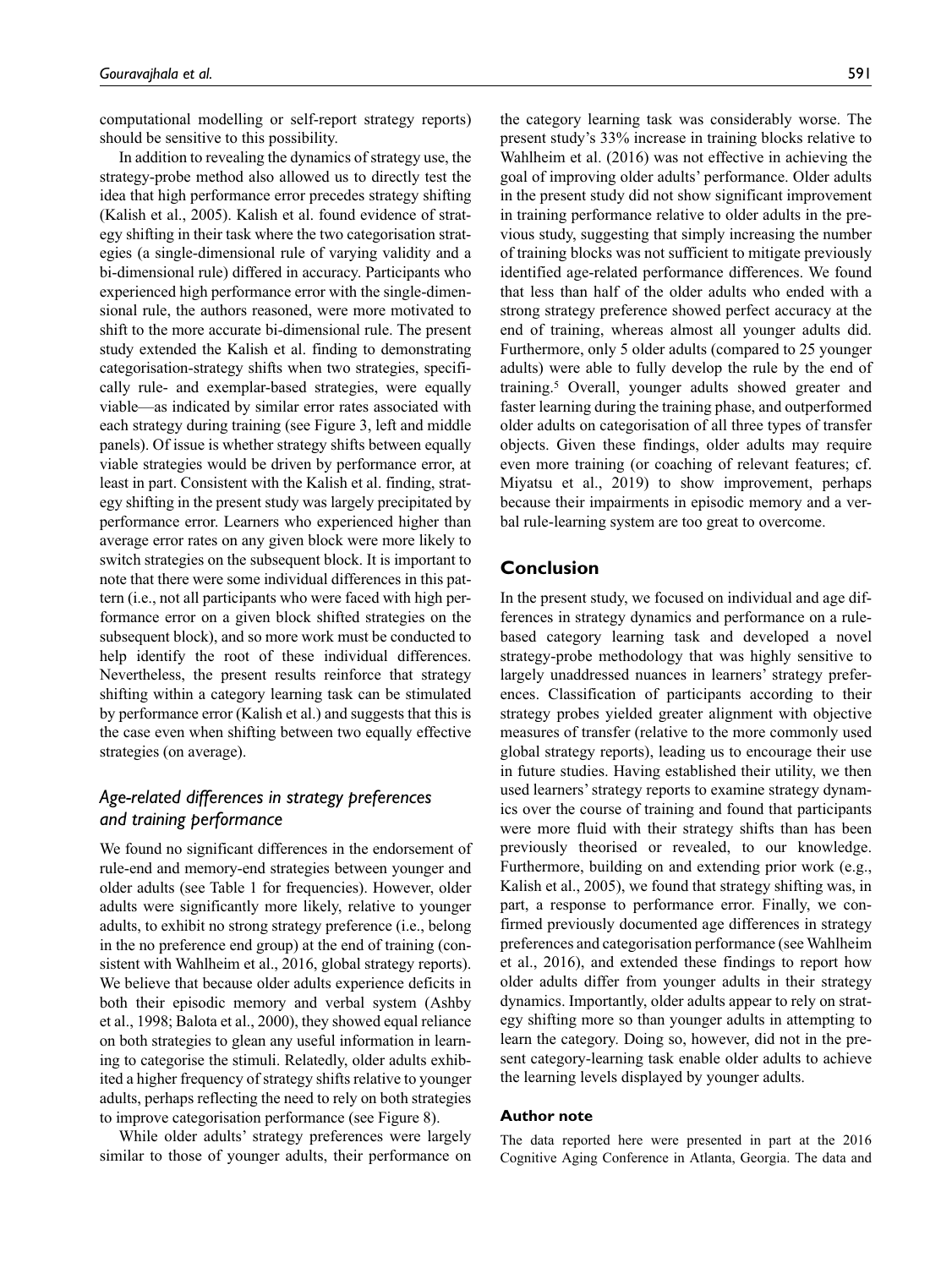computational modelling or self-report strategy reports) should be sensitive to this possibility.

In addition to revealing the dynamics of strategy use, the strategy-probe method also allowed us to directly test the idea that high performance error precedes strategy shifting (Kalish et al., 2005). Kalish et al. found evidence of strategy shifting in their task where the two categorisation strategies (a single-dimensional rule of varying validity and a bi-dimensional rule) differed in accuracy. Participants who experienced high performance error with the single-dimensional rule, the authors reasoned, were more motivated to shift to the more accurate bi-dimensional rule. The present study extended the Kalish et al. finding to demonstrating categorisation-strategy shifts when two strategies, specifically rule- and exemplar-based strategies, were equally viable—as indicated by similar error rates associated with each strategy during training (see Figure 3, left and middle panels). Of issue is whether strategy shifts between equally viable strategies would be driven by performance error, at least in part. Consistent with the Kalish et al. finding, strategy shifting in the present study was largely precipitated by performance error. Learners who experienced higher than average error rates on any given block were more likely to switch strategies on the subsequent block. It is important to note that there were some individual differences in this pattern (i.e., not all participants who were faced with high performance error on a given block shifted strategies on the subsequent block), and so more work must be conducted to help identify the root of these individual differences. Nevertheless, the present results reinforce that strategy shifting within a category learning task can be stimulated by performance error (Kalish et al.) and suggests that this is the case even when shifting between two equally effective strategies (on average).

### Age-related differences in strategy preferences and training performance

We found no significant differences in the endorsement of rule-end and memory-end strategies between younger and older adults (see Table 1 for frequencies). However, older adults were significantly more likely, relative to younger adults, to exhibit no strong strategy preference (i.e., belong in the no preference end group) at the end of training (consistent with Wahlheim et al., 2016, global strategy reports). We believe that because older adults experience deficits in both their episodic memory and verbal system (Ashby et al., 1998; Balota et al., 2000), they showed equal reliance on both strategies to glean any useful information in learning to categorise the stimuli. Relatedly, older adults exhibited a higher frequency of strategy shifts relative to younger adults, perhaps reflecting the need to rely on both strategies to improve categorisation performance (see Figure 8).

While older adults' strategy preferences were largely similar to those of younger adults, their performance on the category learning task was considerably worse. The present study's 33% increase in training blocks relative to Wahlheim et al. (2016) was not effective in achieving the goal of improving older adults' performance. Older adults in the present study did not show significant improvement in training performance relative to older adults in the previous study, suggesting that simply increasing the number of training blocks was not sufficient to mitigate previously identified age-related performance differences. We found that less than half of the older adults who ended with a strong strategy preference showed perfect accuracy at the end of training, whereas almost all younger adults did. Furthermore, only 5 older adults (compared to 25 younger adults) were able to fully develop the rule by the end of training.[5] Overall, younger adults showed greater and faster learning during the training phase, and outperformed older adults on categorisation of all three types of transfer objects. Given these findings, older adults may require even more training (or coaching of relevant features; cf. Miyatsu et al., 2019) to show improvement, perhaps because their impairments in episodic memory and a verbal rule-learning system are too great to overcome.

## Conclusion

In the present study, we focused on individual and age differences in strategy dynamics and performance on a rule-based category learning task and developed a novel strategy-probe methodology that was highly sensitive to largely unaddressed nuances in learners' strategy preferences. Classification of participants according to their strategy probes yielded greater alignment with objective measures of transfer (relative to the more commonly used global strategy reports), leading us to encourage their use in future studies. Having established their utility, we then used learners' strategy reports to examine strategy dynamics over the course of training and found that participants were more fluid with their strategy shifts than has been previously theorised or revealed, to our knowledge. Furthermore, building on and extending prior work (e.g., Kalish et al., 2005), we found that strategy shifting was, in part, a response to performance error. Finally, we confirmed previously documented age differences in strategy preferences and categorisation performance (see Wahlheim et al., 2016), and extended these findings to report how older adults differ from younger adults in their strategy dynamics. Importantly, older adults appear to rely on strategy shifting more so than younger adults in attempting to learn the category. Doing so, however, did not in the present category-learning task enable older adults to achieve the learning levels displayed by younger adults.

#### Author note

The data reported here were presented in part at the 2016 Cognitive Aging Conference in Atlanta, Georgia. The data and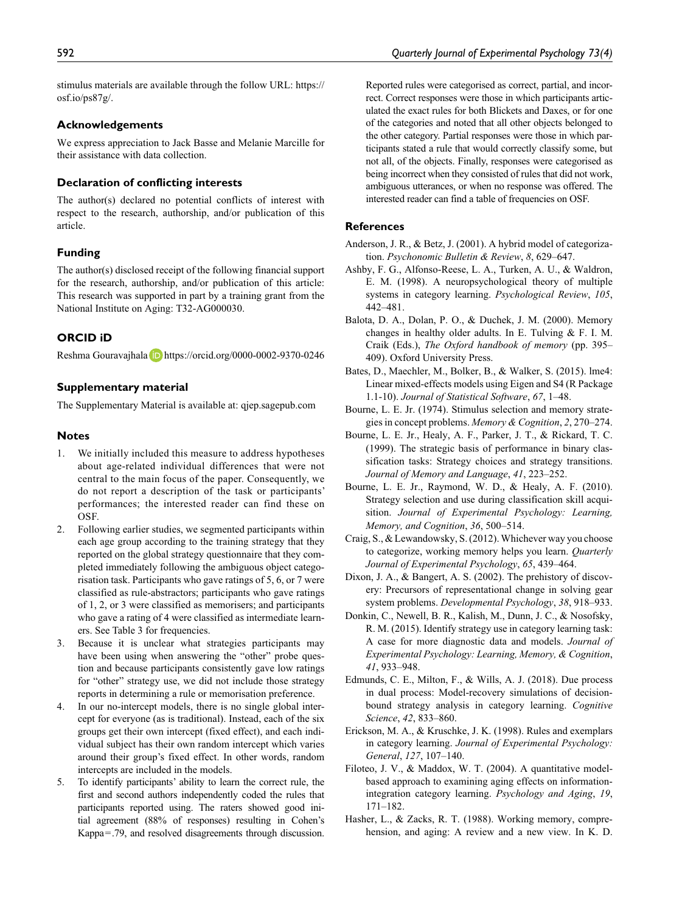stimulus materials are available through the follow URL: https://osf.io/ps87g/.

## Acknowledgements

We express appreciation to Jack Basse and Melanie Marcille for their assistance with data collection.

## Declaration of conflicting interests

The author(s) declared no potential conflicts of interest with respect to the research, authorship, and/or publication of this article.

## Funding

The author(s) disclosed receipt of the following financial support for the research, authorship, and/or publication of this article: This research was supported in part by a training grant from the National Institute on Aging: T32-AG000030.

## ORCID iD

Reshma Gouravajhala https://orcid.org/0000-0002-9370-0246

## Supplementary material

The Supplementary Material is available at: qjep.sagepub.com

## Notes

1. We initially included this measure to address hypotheses about age-related individual differences that were not central to the main focus of the paper. Consequently, we do not report a description of the task or participants' performances; the interested reader can find these on OSF.
2. Following earlier studies, we segmented participants within each age group according to the training strategy that they reported on the global strategy questionnaire that they completed immediately following the ambiguous object categorisation task. Participants who gave ratings of 5, 6, or 7 were classified as rule-abstractors; participants who gave ratings of 1, 2, or 3 were classified as memorisers; and participants who gave a rating of 4 were classified as intermediate learners. See Table 3 for frequencies.
3. Because it is unclear what strategies participants may have been using when answering the "other" probe question and because participants consistently gave low ratings for "other" strategy use, we did not include those strategy reports in determining a rule or memorisation preference.
4. In our no-intercept models, there is no single global intercept for everyone (as is traditional). Instead, each of the six groups get their own intercept (fixed effect), and each individual subject has their own random intercept which varies around their group's fixed effect. In other words, random intercepts are included in the models.
5. To identify participants' ability to learn the correct rule, the first and second authors independently coded the rules that participants reported using. The raters showed good initial agreement (88% of responses) resulting in Cohen's Kappa=.79, and resolved disagreements through discussion. Reported rules were categorised as correct, partial, and incorrect. Correct responses were those in which participants articulated the exact rules for both Blickets and Daxes, or for one of the categories and noted that all other objects belonged to the other category. Partial responses were those in which participants stated a rule that would correctly classify some, but not all, of the objects. Finally, responses were categorised as being incorrect when they consisted of rules that did not work, ambiguous utterances, or when no response was offered. The interested reader can find a table of frequencies on OSF.

## References

Anderson, J. R., & Betz, J. (2001). A hybrid model of categorization. *Psychonomic Bulletin & Review*, *8*, 629–647.

Ashby, F. G., Alfonso-Reese, L. A., Turken, A. U., & Waldron, E. M. (1998). A neuropsychological theory of multiple systems in category learning. *Psychological Review*, *105*, 442–481.

Balota, D. A., Dolan, P. O., & Duchek, J. M. (2000). Memory changes in healthy older adults. In E. Tulving & F. I. M. Craik (Eds.), *The Oxford handbook of memory* (pp. 395–409). Oxford University Press.

Bates, D., Maechler, M., Bolker, B., & Walker, S. (2015). lme4: Linear mixed-effects models using Eigen and S4 (R Package 1.1-10). *Journal of Statistical Software*, *67*, 1–48.

Bourne, L. E. Jr. (1974). Stimulus selection and memory strategies in concept problems. *Memory & Cognition*, *2*, 270–274.

Bourne, L. E. Jr., Healy, A. F., Parker, J. T., & Rickard, T. C. (1999). The strategic basis of performance in binary classification tasks: Strategy choices and strategy transitions. *Journal of Memory and Language*, *41*, 223–252.

Bourne, L. E. Jr., Raymond, W. D., & Healy, A. F. (2010). Strategy selection and use during classification skill acquisition. *Journal of Experimental Psychology: Learning, Memory, and Cognition*, *36*, 500–514.

Craig, S., & Lewandowsky, S. (2012). Whichever way you choose to categorize, working memory helps you learn. *Quarterly Journal of Experimental Psychology*, *65*, 439–464.

Dixon, J. A., & Bangert, A. S. (2002). The prehistory of discovery: Precursors of representational change in solving gear system problems. *Developmental Psychology*, *38*, 918–933.

Donkin, C., Newell, B. R., Kalish, M., Dunn, J. C., & Nosofsky, R. M. (2015). Identify strategy use in category learning task: A case for more diagnostic data and models. *Journal of Experimental Psychology: Learning, Memory, & Cognition*, *41*, 933–948.

Edmunds, C. E., Milton, F., & Wills, A. J. (2018). Due process in dual process: Model-recovery simulations of decision-bound strategy analysis in category learning. *Cognitive Science*, *42*, 833–860.

Erickson, M. A., & Kruschke, J. K. (1998). Rules and exemplars in category learning. *Journal of Experimental Psychology: General*, *127*, 107–140.

Filoteo, J. V., & Maddox, W. T. (2004). A quantitative model-based approach to examining aging effects on information-integration category learning. *Psychology and Aging*, *19*, 171–182.

Hasher, L., & Zacks, R. T. (1988). Working memory, comprehension, and aging: A review and a new view. In K. D.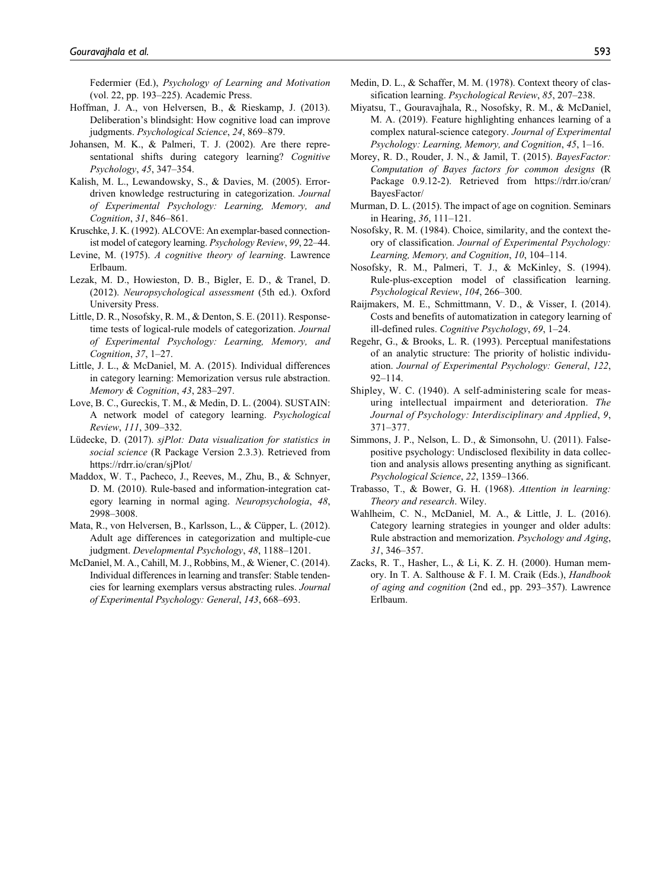Federmier (Ed.), *Psychology of Learning and Motivation* (vol. 22, pp. 193–225). Academic Press.

Hoffman, J. A., von Helversen, B., & Rieskamp, J. (2013). Deliberation's blindsight: How cognitive load can improve judgments. *Psychological Science*, *24*, 869–879.

Johansen, M. K., & Palmeri, T. J. (2002). Are there representational shifts during category learning? *Cognitive Psychology*, *45*, 347–354.

Kalish, M. L., Lewandowsky, S., & Davies, M. (2005). Error-driven knowledge restructuring in categorization. *Journal of Experimental Psychology: Learning, Memory, and Cognition*, *31*, 846–861.

Kruschke, J. K. (1992). ALCOVE: An exemplar-based connectionist model of category learning. *Psychology Review*, *99*, 22–44.

Levine, M. (1975). *A cognitive theory of learning*. Lawrence Erlbaum.

Lezak, M. D., Howieston, D. B., Bigler, E. D., & Tranel, D. (2012). *Neuropsychological assessment* (5th ed.). Oxford University Press.

Little, D. R., Nosofsky, R. M., & Denton, S. E. (2011). Response-time tests of logical-rule models of categorization. *Journal of Experimental Psychology: Learning, Memory, and Cognition*, *37*, 1–27.

Little, J. L., & McDaniel, M. A. (2015). Individual differences in category learning: Memorization versus rule abstraction. *Memory & Cognition*, *43*, 283–297.

Love, B. C., Gureckis, T. M., & Medin, D. L. (2004). SUSTAIN: A network model of category learning. *Psychological Review*, *111*, 309–332.

Lüdecke, D. (2017). *sjPlot: Data visualization for statistics in social science* (R Package Version 2.3.3). Retrieved from https://rdrr.io/cran/sjPlot/

Maddox, W. T., Pacheco, J., Reeves, M., Zhu, B., & Schnyer, D. M. (2010). Rule-based and information-integration category learning in normal aging. *Neuropsychologia*, *48*, 2998–3008.

Mata, R., von Helversen, B., Karlsson, L., & Cüpper, L. (2012). Adult age differences in categorization and multiple-cue judgment. *Developmental Psychology*, *48*, 1188–1201.

McDaniel, M. A., Cahill, M. J., Robbins, M., & Wiener, C. (2014). Individual differences in learning and transfer: Stable tendencies for learning exemplars versus abstracting rules. *Journal of Experimental Psychology: General*, *143*, 668–693.

Medin, D. L., & Schaffer, M. M. (1978). Context theory of classification learning. *Psychological Review*, *85*, 207–238.

Miyatsu, T., Gouravajhala, R., Nosofsky, R. M., & McDaniel, M. A. (2019). Feature highlighting enhances learning of a complex natural-science category. *Journal of Experimental Psychology: Learning, Memory, and Cognition*, *45*, 1–16.

Morey, R. D., Rouder, J. N., & Jamil, T. (2015). *BayesFactor: Computation of Bayes factors for common designs* (R Package 0.9.12-2). Retrieved from https://rdrr.io/cran/BayesFactor/

Murman, D. L. (2015). The impact of age on cognition. Seminars in Hearing, *36*, 111–121.

Nosofsky, R. M. (1984). Choice, similarity, and the context theory of classification. *Journal of Experimental Psychology: Learning, Memory, and Cognition*, *10*, 104–114.

Nosofsky, R. M., Palmeri, T. J., & McKinley, S. (1994). Rule-plus-exception model of classification learning. *Psychological Review*, *104*, 266–300.

Raijmakers, M. E., Schmittmann, V. D., & Visser, I. (2014). Costs and benefits of automatization in category learning of ill-defined rules. *Cognitive Psychology*, *69*, 1–24.

Regehr, G., & Brooks, L. R. (1993). Perceptual manifestations of an analytic structure: The priority of holistic individuation. *Journal of Experimental Psychology: General*, *122*, 92–114.

Shipley, W. C. (1940). A self-administering scale for measuring intellectual impairment and deterioration. *The Journal of Psychology: Interdisciplinary and Applied*, *9*, 371–377.

Simmons, J. P., Nelson, L. D., & Simonsohn, U. (2011). False-positive psychology: Undisclosed flexibility in data collection and analysis allows presenting anything as significant. *Psychological Science*, *22*, 1359–1366.

Trabasso, T., & Bower, G. H. (1968). *Attention in learning: Theory and research*. Wiley.

Wahlheim, C. N., McDaniel, M. A., & Little, J. L. (2016). Category learning strategies in younger and older adults: Rule abstraction and memorization. *Psychology and Aging*, *31*, 346–357.

Zacks, R. T., Hasher, L., & Li, K. Z. H. (2000). Human memory. In T. A. Salthouse & F. I. M. Craik (Eds.), *Handbook of aging and cognition* (2nd ed., pp. 293–357). Lawrence Erlbaum.